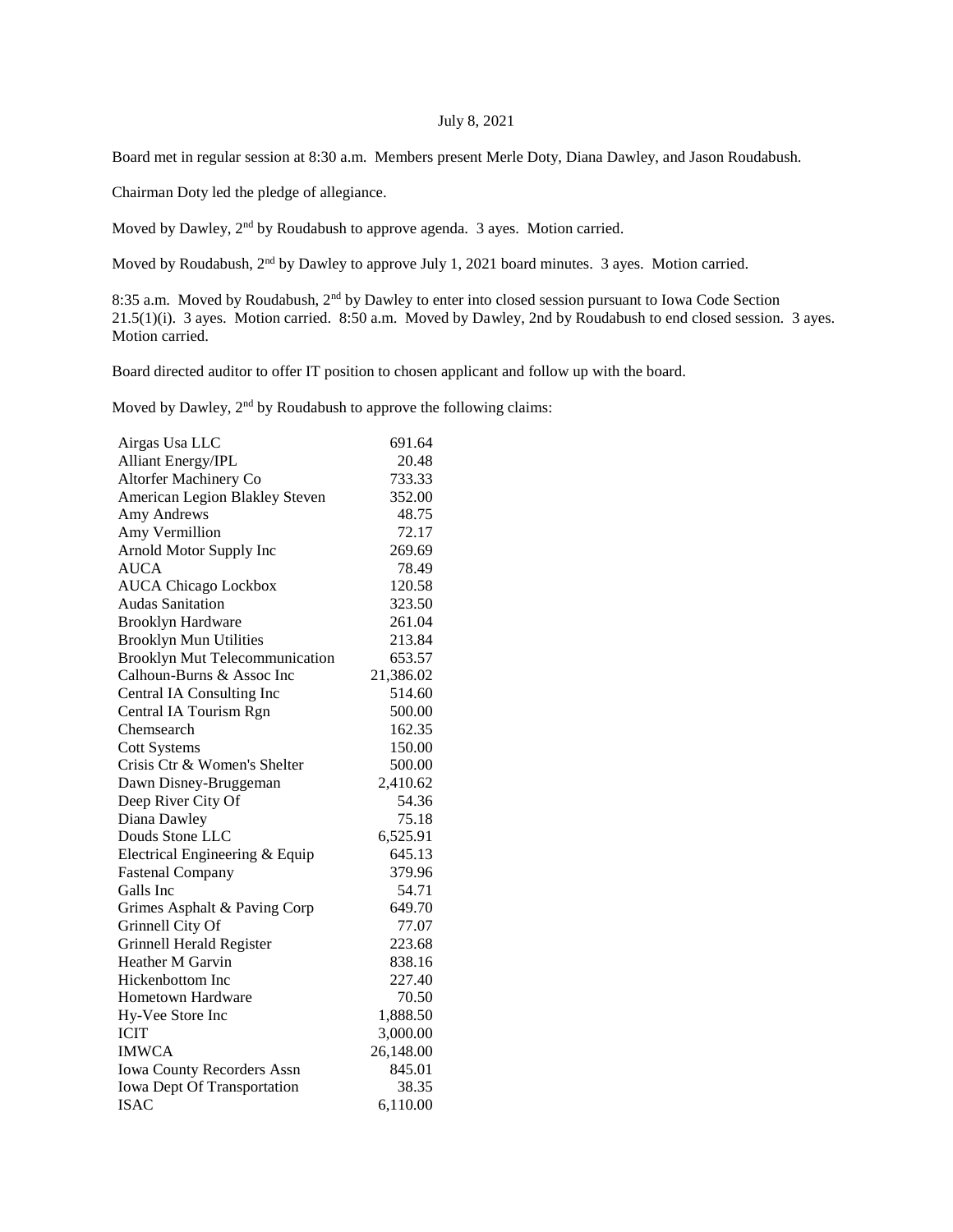July 8, 2021

Board met in regular session at 8:30 a.m. Members present Merle Doty, Diana Dawley, and Jason Roudabush.

Chairman Doty led the pledge of allegiance.

Moved by Dawley, 2nd by Roudabush to approve agenda. 3 ayes. Motion carried.

Moved by Roudabush, 2nd by Dawley to approve July 1, 2021 board minutes. 3 ayes. Motion carried.

8:35 a.m. Moved by Roudabush, 2nd by Dawley to enter into closed session pursuant to Iowa Code Section 21.5(1)(i). 3 ayes. Motion carried. 8:50 a.m. Moved by Dawley, 2nd by Roudabush to end closed session. 3 ayes. Motion carried.

Board directed auditor to offer IT position to chosen applicant and follow up with the board.

Moved by Dawley, 2nd by Roudabush to approve the following claims:

| | |
|---|---:|
| Airgas Usa LLC | 691.64 |
| Alliant Energy/IPL | 20.48 |
| Altorfer Machinery Co | 733.33 |
| American Legion Blakley Steven | 352.00 |
| Amy Andrews | 48.75 |
| Amy Vermillion | 72.17 |
| Arnold Motor Supply Inc | 269.69 |
| AUCA | 78.49 |
| AUCA Chicago Lockbox | 120.58 |
| Audas Sanitation | 323.50 |
| Brooklyn Hardware | 261.04 |
| Brooklyn Mun Utilities | 213.84 |
| Brooklyn Mut Telecommunication | 653.57 |
| Calhoun-Burns & Assoc Inc | 21,386.02 |
| Central IA Consulting Inc | 514.60 |
| Central IA Tourism Rgn | 500.00 |
| Chemsearch | 162.35 |
| Cott Systems | 150.00 |
| Crisis Ctr & Women's Shelter | 500.00 |
| Dawn Disney-Bruggeman | 2,410.62 |
| Deep River City Of | 54.36 |
| Diana Dawley | 75.18 |
| Douds Stone LLC | 6,525.91 |
| Electrical Engineering & Equip | 645.13 |
| Fastenal Company | 379.96 |
| Galls Inc | 54.71 |
| Grimes Asphalt & Paving Corp | 649.70 |
| Grinnell City Of | 77.07 |
| Grinnell Herald Register | 223.68 |
| Heather M Garvin | 838.16 |
| Hickenbottom Inc | 227.40 |
| Hometown Hardware | 70.50 |
| Hy-Vee Store Inc | 1,888.50 |
| ICIT | 3,000.00 |
| IMWCA | 26,148.00 |
| Iowa County Recorders Assn | 845.01 |
| Iowa Dept Of Transportation | 38.35 |
| ISAC | 6,110.00 |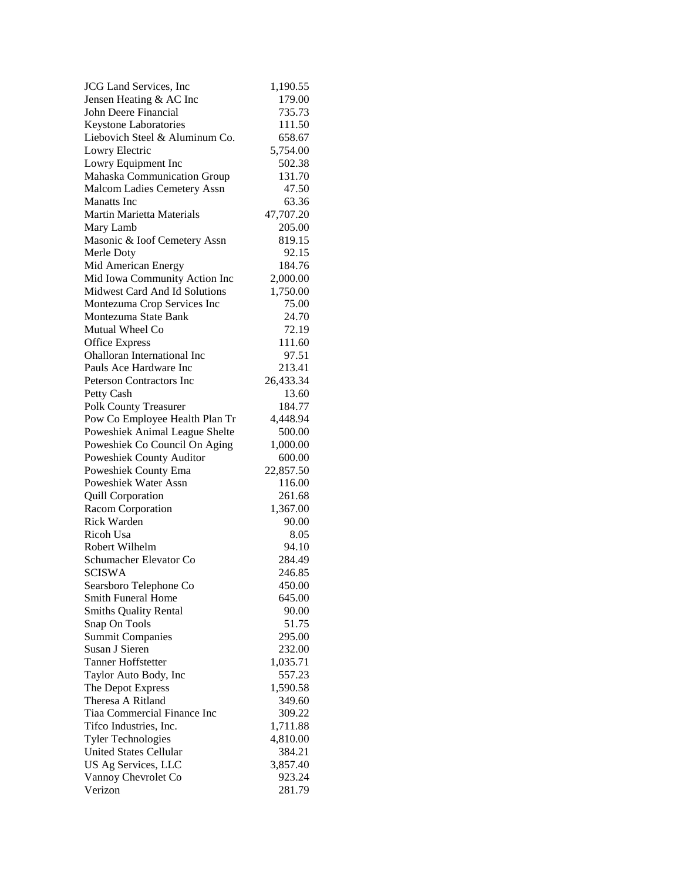| | |
|---|---:|
| JCG Land Services, Inc | 1,190.55 |
| Jensen Heating & AC Inc | 179.00 |
| John Deere Financial | 735.73 |
| Keystone Laboratories | 111.50 |
| Liebovich Steel & Aluminum Co. | 658.67 |
| Lowry Electric | 5,754.00 |
| Lowry Equipment Inc | 502.38 |
| Mahaska Communication Group | 131.70 |
| Malcom Ladies Cemetery Assn | 47.50 |
| Manatts Inc | 63.36 |
| Martin Marietta Materials | 47,707.20 |
| Mary Lamb | 205.00 |
| Masonic & Ioof Cemetery Assn | 819.15 |
| Merle Doty | 92.15 |
| Mid American Energy | 184.76 |
| Mid Iowa Community Action Inc | 2,000.00 |
| Midwest Card And Id Solutions | 1,750.00 |
| Montezuma Crop Services Inc | 75.00 |
| Montezuma State Bank | 24.70 |
| Mutual Wheel Co | 72.19 |
| Office Express | 111.60 |
| Ohalloran International Inc | 97.51 |
| Pauls Ace Hardware Inc | 213.41 |
| Peterson Contractors Inc | 26,433.34 |
| Petty Cash | 13.60 |
| Polk County Treasurer | 184.77 |
| Pow Co Employee Health Plan Tr | 4,448.94 |
| Poweshiek Animal League Shelte | 500.00 |
| Poweshiek Co Council On Aging | 1,000.00 |
| Poweshiek County Auditor | 600.00 |
| Poweshiek County Ema | 22,857.50 |
| Poweshiek Water Assn | 116.00 |
| Quill Corporation | 261.68 |
| Racom Corporation | 1,367.00 |
| Rick Warden | 90.00 |
| Ricoh Usa | 8.05 |
| Robert Wilhelm | 94.10 |
| Schumacher Elevator Co | 284.49 |
| SCISWA | 246.85 |
| Searsboro Telephone Co | 450.00 |
| Smith Funeral Home | 645.00 |
| Smiths Quality Rental | 90.00 |
| Snap On Tools | 51.75 |
| Summit Companies | 295.00 |
| Susan J Sieren | 232.00 |
| Tanner Hoffstetter | 1,035.71 |
| Taylor Auto Body, Inc | 557.23 |
| The Depot Express | 1,590.58 |
| Theresa A Ritland | 349.60 |
| Tiaa Commercial Finance Inc | 309.22 |
| Tifco Industries, Inc. | 1,711.88 |
| Tyler Technologies | 4,810.00 |
| United States Cellular | 384.21 |
| US Ag Services, LLC | 3,857.40 |
| Vannoy Chevrolet Co | 923.24 |
| Verizon | 281.79 |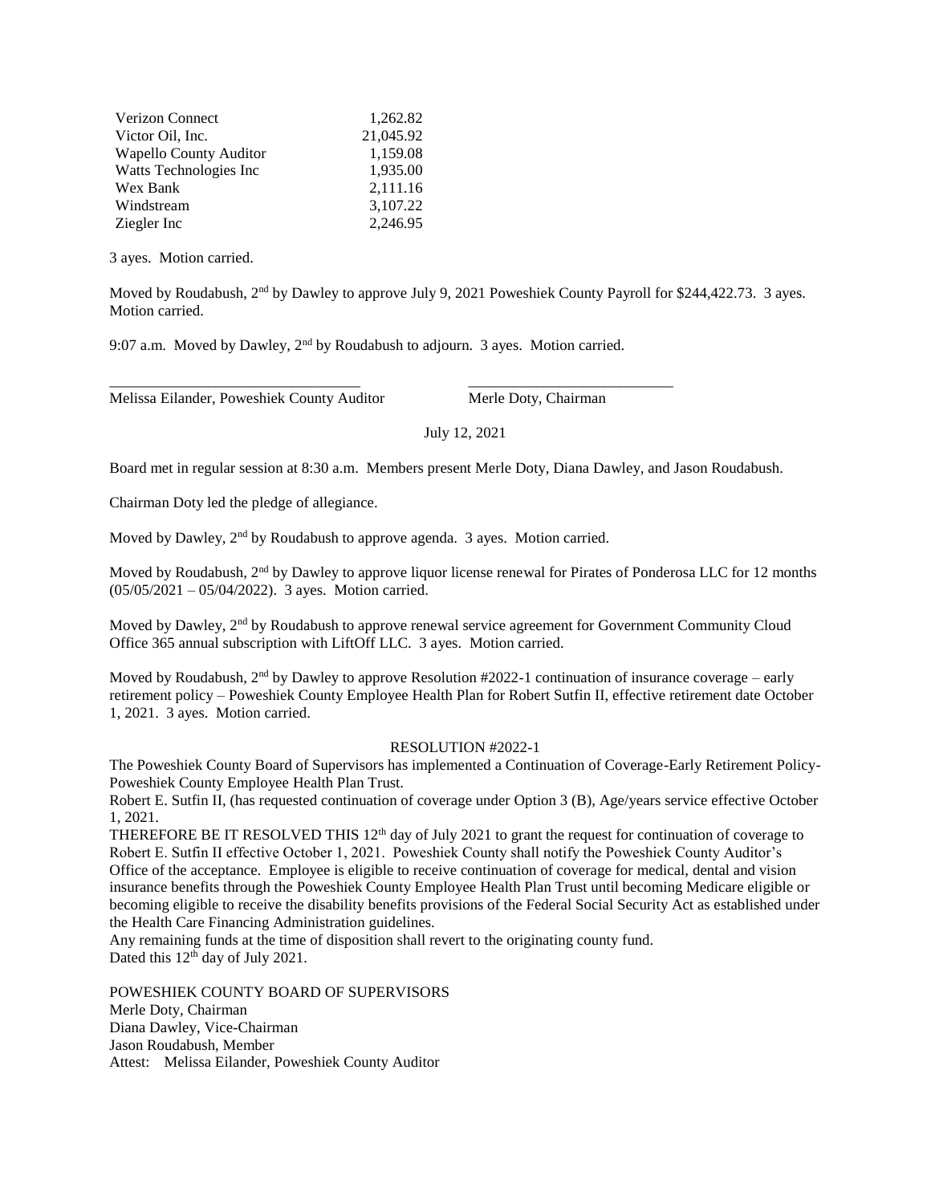| | |
|---|---|
| Verizon Connect | 1,262.82 |
| Victor Oil, Inc. | 21,045.92 |
| Wapello County Auditor | 1,159.08 |
| Watts Technologies Inc | 1,935.00 |
| Wex Bank | 2,111.16 |
| Windstream | 3,107.22 |
| Ziegler Inc | 2,246.95 |

3 ayes. Motion carried.

Moved by Roudabush, 2nd by Dawley to approve July 9, 2021 Poweshiek County Payroll for $244,422.73. 3 ayes. Motion carried.

9:07 a.m. Moved by Dawley, 2nd by Roudabush to adjourn. 3 ayes. Motion carried.

\_\_\_\_\_\_\_\_\_\_\_\_\_\_\_\_\_\_\_\_\_\_\_\_\_\_\_\_\_\_\_\_\_\_ \_\_\_\_\_\_\_\_\_\_\_\_\_\_\_\_\_\_\_\_\_\_\_\_\_\_\_\_

Melissa Eilander, Poweshiek County Auditor Merle Doty, Chairman

July 12, 2021

Board met in regular session at 8:30 a.m. Members present Merle Doty, Diana Dawley, and Jason Roudabush.

Chairman Doty led the pledge of allegiance.

Moved by Dawley, 2nd by Roudabush to approve agenda. 3 ayes. Motion carried.

Moved by Roudabush, 2nd by Dawley to approve liquor license renewal for Pirates of Ponderosa LLC for 12 months (05/05/2021 – 05/04/2022). 3 ayes. Motion carried.

Moved by Dawley, 2nd by Roudabush to approve renewal service agreement for Government Community Cloud Office 365 annual subscription with LiftOff LLC. 3 ayes. Motion carried.

Moved by Roudabush, 2nd by Dawley to approve Resolution #2022-1 continuation of insurance coverage – early retirement policy – Poweshiek County Employee Health Plan for Robert Sutfin II, effective retirement date October 1, 2021. 3 ayes. Motion carried.

RESOLUTION #2022-1

The Poweshiek County Board of Supervisors has implemented a Continuation of Coverage-Early Retirement Policy-Poweshiek County Employee Health Plan Trust.

Robert E. Sutfin II, (has requested continuation of coverage under Option 3 (B), Age/years service effective October 1, 2021.

THEREFORE BE IT RESOLVED THIS 12th day of July 2021 to grant the request for continuation of coverage to Robert E. Sutfin II effective October 1, 2021. Poweshiek County shall notify the Poweshiek County Auditor's Office of the acceptance. Employee is eligible to receive continuation of coverage for medical, dental and vision insurance benefits through the Poweshiek County Employee Health Plan Trust until becoming Medicare eligible or becoming eligible to receive the disability benefits provisions of the Federal Social Security Act as established under the Health Care Financing Administration guidelines.

Any remaining funds at the time of disposition shall revert to the originating county fund.

Dated this 12th day of July 2021.

POWESHIEK COUNTY BOARD OF SUPERVISORS
Merle Doty, Chairman
Diana Dawley, Vice-Chairman
Jason Roudabush, Member
Attest: Melissa Eilander, Poweshiek County Auditor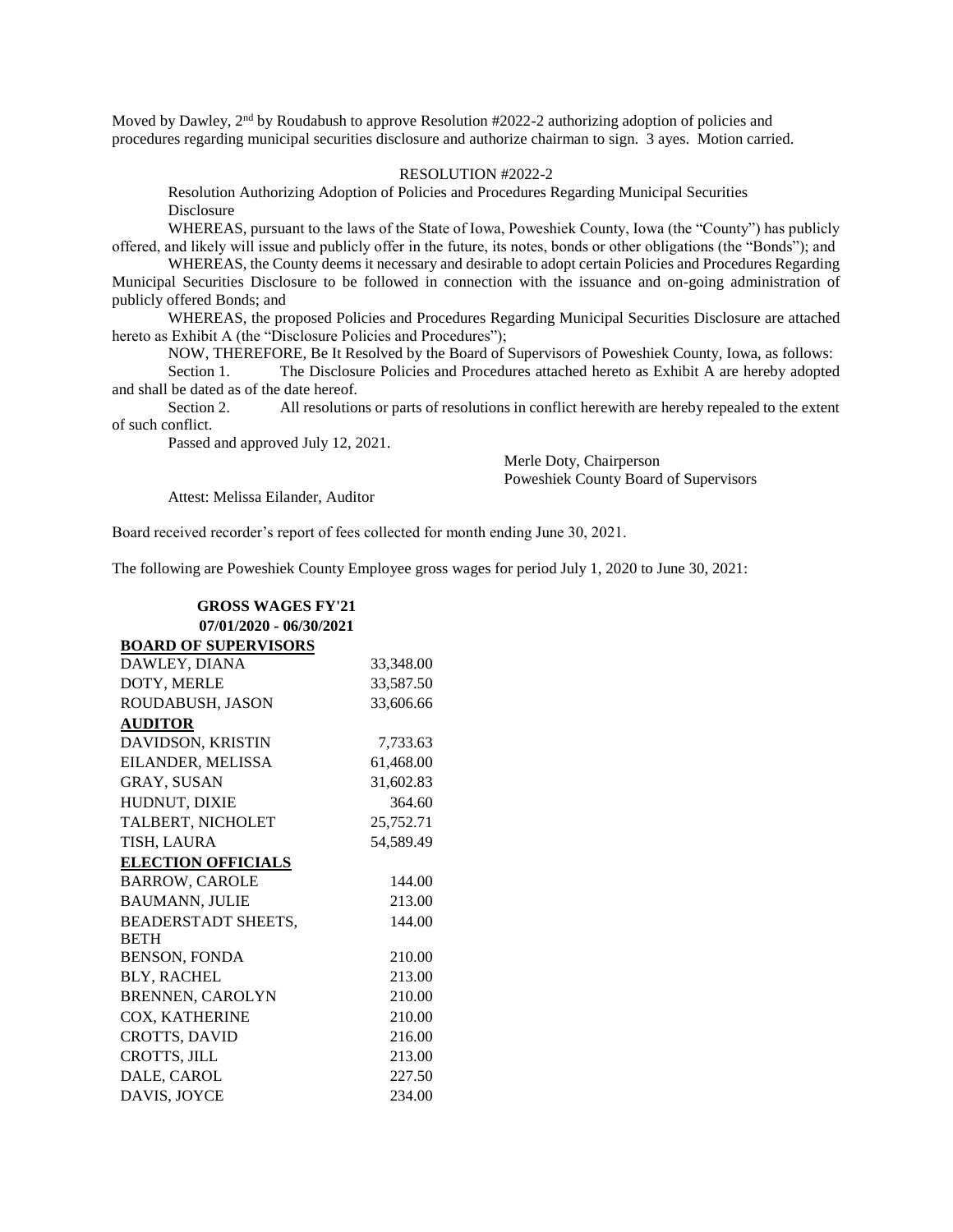Moved by Dawley, 2nd by Roudabush to approve Resolution #2022-2 authorizing adoption of policies and procedures regarding municipal securities disclosure and authorize chairman to sign. 3 ayes. Motion carried.

RESOLUTION #2022-2

Resolution Authorizing Adoption of Policies and Procedures Regarding Municipal Securities Disclosure

WHEREAS, pursuant to the laws of the State of Iowa, Poweshiek County, Iowa (the "County") has publicly offered, and likely will issue and publicly offer in the future, its notes, bonds or other obligations (the "Bonds"); and

WHEREAS, the County deems it necessary and desirable to adopt certain Policies and Procedures Regarding Municipal Securities Disclosure to be followed in connection with the issuance and on-going administration of publicly offered Bonds; and

WHEREAS, the proposed Policies and Procedures Regarding Municipal Securities Disclosure are attached hereto as Exhibit A (the "Disclosure Policies and Procedures");

NOW, THEREFORE, Be It Resolved by the Board of Supervisors of Poweshiek County, Iowa, as follows:

Section 1. The Disclosure Policies and Procedures attached hereto as Exhibit A are hereby adopted and shall be dated as of the date hereof.

Section 2. All resolutions or parts of resolutions in conflict herewith are hereby repealed to the extent of such conflict.

Passed and approved July 12, 2021.

Merle Doty, Chairperson
Poweshiek County Board of Supervisors

Attest: Melissa Eilander, Auditor

Board received recorder's report of fees collected for month ending June 30, 2021.

The following are Poweshiek County Employee gross wages for period July 1, 2020 to June 30, 2021:

| **GROSS WAGES FY'21 07/01/2020 - 06/30/2021** | |
|---|---|
| **BOARD OF SUPERVISORS** | |
| DAWLEY, DIANA | 33,348.00 |
| DOTY, MERLE | 33,587.50 |
| ROUDABUSH, JASON | 33,606.66 |
| **AUDITOR** | |
| DAVIDSON, KRISTIN | 7,733.63 |
| EILANDER, MELISSA | 61,468.00 |
| GRAY, SUSAN | 31,602.83 |
| HUDNUT, DIXIE | 364.60 |
| TALBERT, NICHOLET | 25,752.71 |
| TISH, LAURA | 54,589.49 |
| **ELECTION OFFICIALS** | |
| BARROW, CAROLE | 144.00 |
| BAUMANN, JULIE | 213.00 |
| BEADERSTADT SHEETS, BETH | 144.00 |
| BENSON, FONDA | 210.00 |
| BLY, RACHEL | 213.00 |
| BRENNEN, CAROLYN | 210.00 |
| COX, KATHERINE | 210.00 |
| CROTTS, DAVID | 216.00 |
| CROTTS, JILL | 213.00 |
| DALE, CAROL | 227.50 |
| DAVIS, JOYCE | 234.00 |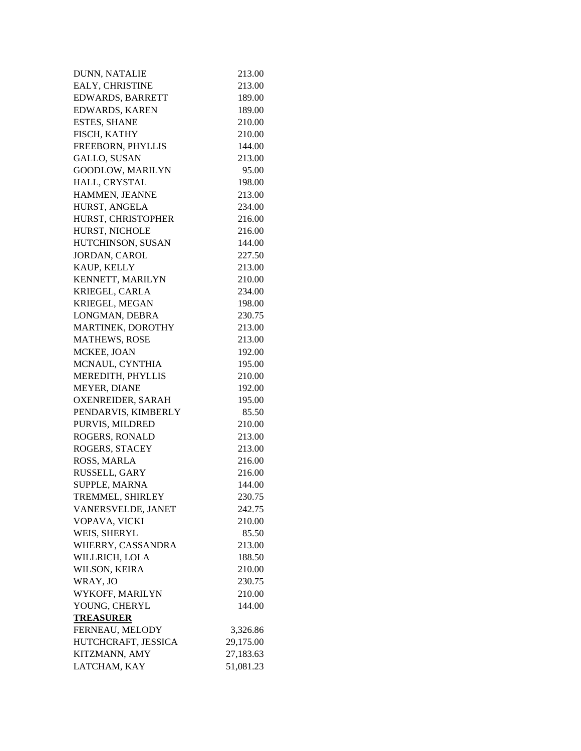| | |
|---|---|
| DUNN, NATALIE | 213.00 |
| EALY, CHRISTINE | 213.00 |
| EDWARDS, BARRETT | 189.00 |
| EDWARDS, KAREN | 189.00 |
| ESTES, SHANE | 210.00 |
| FISCH, KATHY | 210.00 |
| FREEBORN, PHYLLIS | 144.00 |
| GALLO, SUSAN | 213.00 |
| GOODLOW, MARILYN | 95.00 |
| HALL, CRYSTAL | 198.00 |
| HAMMEN, JEANNE | 213.00 |
| HURST, ANGELA | 234.00 |
| HURST, CHRISTOPHER | 216.00 |
| HURST, NICHOLE | 216.00 |
| HUTCHINSON, SUSAN | 144.00 |
| JORDAN, CAROL | 227.50 |
| KAUP, KELLY | 213.00 |
| KENNETT, MARILYN | 210.00 |
| KRIEGEL, CARLA | 234.00 |
| KRIEGEL, MEGAN | 198.00 |
| LONGMAN, DEBRA | 230.75 |
| MARTINEK, DOROTHY | 213.00 |
| MATHEWS, ROSE | 213.00 |
| MCKEE, JOAN | 192.00 |
| MCNAUL, CYNTHIA | 195.00 |
| MEREDITH, PHYLLIS | 210.00 |
| MEYER, DIANE | 192.00 |
| OXENREIDER, SARAH | 195.00 |
| PENDARVIS, KIMBERLY | 85.50 |
| PURVIS, MILDRED | 210.00 |
| ROGERS, RONALD | 213.00 |
| ROGERS, STACEY | 213.00 |
| ROSS, MARLA | 216.00 |
| RUSSELL, GARY | 216.00 |
| SUPPLE, MARNA | 144.00 |
| TREMMEL, SHIRLEY | 230.75 |
| VANERSVELDE, JANET | 242.75 |
| VOPAVA, VICKI | 210.00 |
| WEIS, SHERYL | 85.50 |
| WHERRY, CASSANDRA | 213.00 |
| WILLRICH, LOLA | 188.50 |
| WILSON, KEIRA | 210.00 |
| WRAY, JO | 230.75 |
| WYKOFF, MARILYN | 210.00 |
| YOUNG, CHERYL | 144.00 |
| **TREASURER** | |
| FERNEAU, MELODY | 3,326.86 |
| HUTCHCRAFT, JESSICA | 29,175.00 |
| KITZMANN, AMY | 27,183.63 |
| LATCHAM, KAY | 51,081.23 |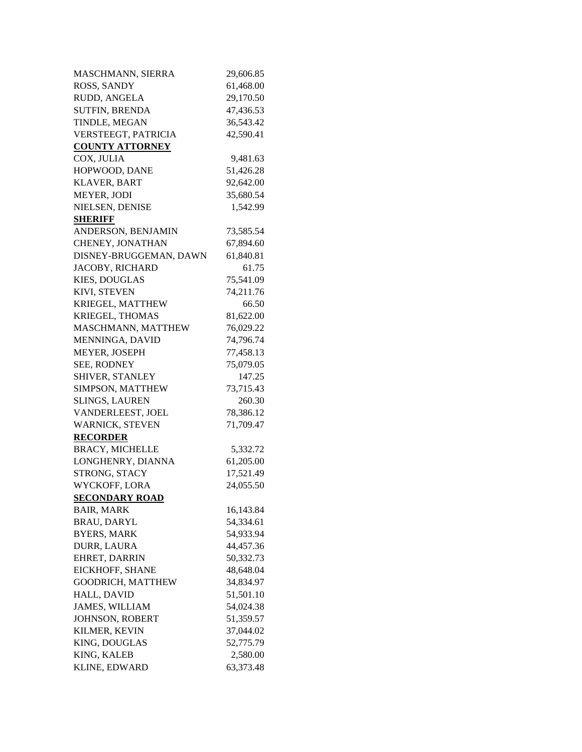| | |
|---|---|
| MASCHMANN, SIERRA | 29,606.85 |
| ROSS, SANDY | 61,468.00 |
| RUDD, ANGELA | 29,170.50 |
| SUTFIN, BRENDA | 47,436.53 |
| TINDLE, MEGAN | 36,543.42 |
| VERSTEEGT, PATRICIA | 42,590.41 |
| **COUNTY ATTORNEY** | |
| COX, JULIA | 9,481.63 |
| HOPWOOD, DANE | 51,426.28 |
| KLAVER, BART | 92,642.00 |
| MEYER, JODI | 35,680.54 |
| NIELSEN, DENISE | 1,542.99 |
| **SHERIFF** | |
| ANDERSON, BENJAMIN | 73,585.54 |
| CHENEY, JONATHAN | 67,894.60 |
| DISNEY-BRUGGEMAN, DAWN | 61,840.81 |
| JACOBY, RICHARD | 61.75 |
| KIES, DOUGLAS | 75,541.09 |
| KIVI, STEVEN | 74,211.76 |
| KRIEGEL, MATTHEW | 66.50 |
| KRIEGEL, THOMAS | 81,622.00 |
| MASCHMANN, MATTHEW | 76,029.22 |
| MENNINGA, DAVID | 74,796.74 |
| MEYER, JOSEPH | 77,458.13 |
| SEE, RODNEY | 75,079.05 |
| SHIVER, STANLEY | 147.25 |
| SIMPSON, MATTHEW | 73,715.43 |
| SLINGS, LAUREN | 260.30 |
| VANDERLEEST, JOEL | 78,386.12 |
| WARNICK, STEVEN | 71,709.47 |
| **RECORDER** | |
| BRACY, MICHELLE | 5,332.72 |
| LONGHENRY, DIANNA | 61,205.00 |
| STRONG, STACY | 17,521.49 |
| WYCKOFF, LORA | 24,055.50 |
| **SECONDARY ROAD** | |
| BAIR, MARK | 16,143.84 |
| BRAU, DARYL | 54,334.61 |
| BYERS, MARK | 54,933.94 |
| DURR, LAURA | 44,457.36 |
| EHRET, DARRIN | 50,332.73 |
| EICKHOFF, SHANE | 48,648.04 |
| GOODRICH, MATTHEW | 34,834.97 |
| HALL, DAVID | 51,501.10 |
| JAMES, WILLIAM | 54,024.38 |
| JOHNSON, ROBERT | 51,359.57 |
| KILMER, KEVIN | 37,044.02 |
| KING, DOUGLAS | 52,775.79 |
| KING, KALEB | 2,580.00 |
| KLINE, EDWARD | 63,373.48 |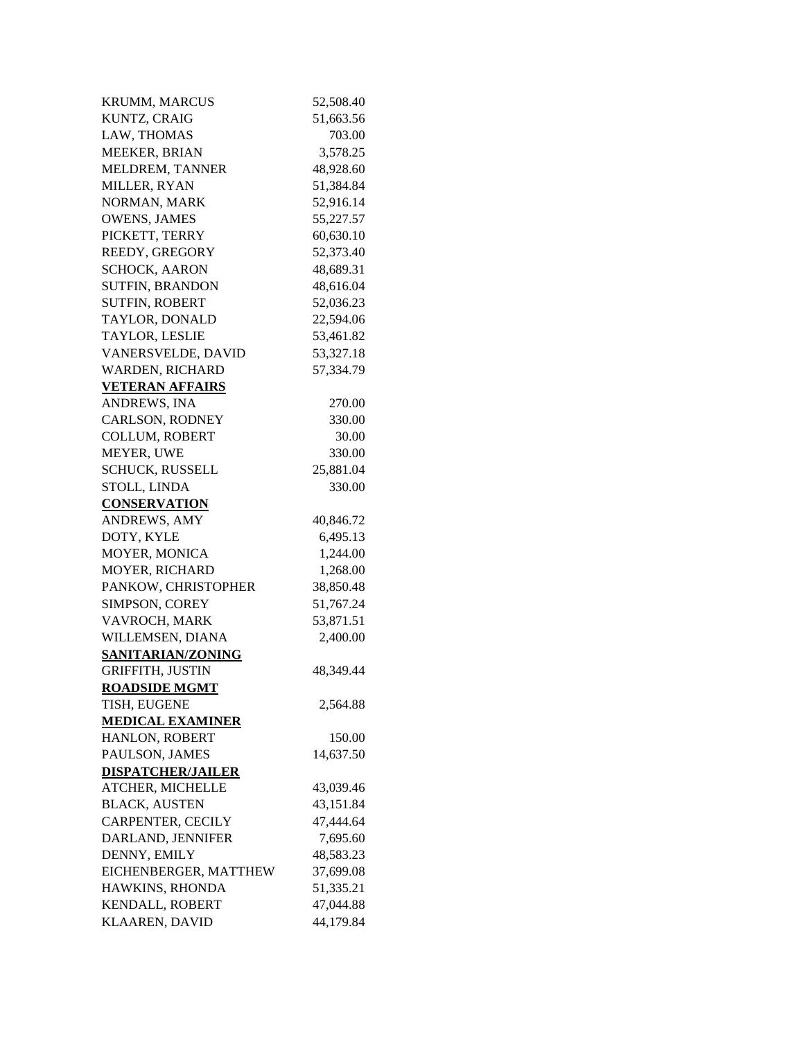| | |
|---|---|
| KRUMM, MARCUS | 52,508.40 |
| KUNTZ, CRAIG | 51,663.56 |
| LAW, THOMAS | 703.00 |
| MEEKER, BRIAN | 3,578.25 |
| MELDREM, TANNER | 48,928.60 |
| MILLER, RYAN | 51,384.84 |
| NORMAN, MARK | 52,916.14 |
| OWENS, JAMES | 55,227.57 |
| PICKETT, TERRY | 60,630.10 |
| REEDY, GREGORY | 52,373.40 |
| SCHOCK, AARON | 48,689.31 |
| SUTFIN, BRANDON | 48,616.04 |
| SUTFIN, ROBERT | 52,036.23 |
| TAYLOR, DONALD | 22,594.06 |
| TAYLOR, LESLIE | 53,461.82 |
| VANERSVELDE, DAVID | 53,327.18 |
| WARDEN, RICHARD | 57,334.79 |
| **VETERAN AFFAIRS** | |
| ANDREWS, INA | 270.00 |
| CARLSON, RODNEY | 330.00 |
| COLLUM, ROBERT | 30.00 |
| MEYER, UWE | 330.00 |
| SCHUCK, RUSSELL | 25,881.04 |
| STOLL, LINDA | 330.00 |
| **CONSERVATION** | |
| ANDREWS, AMY | 40,846.72 |
| DOTY, KYLE | 6,495.13 |
| MOYER, MONICA | 1,244.00 |
| MOYER, RICHARD | 1,268.00 |
| PANKOW, CHRISTOPHER | 38,850.48 |
| SIMPSON, COREY | 51,767.24 |
| VAVROCH, MARK | 53,871.51 |
| WILLEMSEN, DIANA | 2,400.00 |
| **SANITARIAN/ZONING** | |
| GRIFFITH, JUSTIN | 48,349.44 |
| **ROADSIDE MGMT** | |
| TISH, EUGENE | 2,564.88 |
| **MEDICAL EXAMINER** | |
| HANLON, ROBERT | 150.00 |
| PAULSON, JAMES | 14,637.50 |
| **DISPATCHER/JAILER** | |
| ATCHER, MICHELLE | 43,039.46 |
| BLACK, AUSTEN | 43,151.84 |
| CARPENTER, CECILY | 47,444.64 |
| DARLAND, JENNIFER | 7,695.60 |
| DENNY, EMILY | 48,583.23 |
| EICHENBERGER, MATTHEW | 37,699.08 |
| HAWKINS, RHONDA | 51,335.21 |
| KENDALL, ROBERT | 47,044.88 |
| KLAAREN, DAVID | 44,179.84 |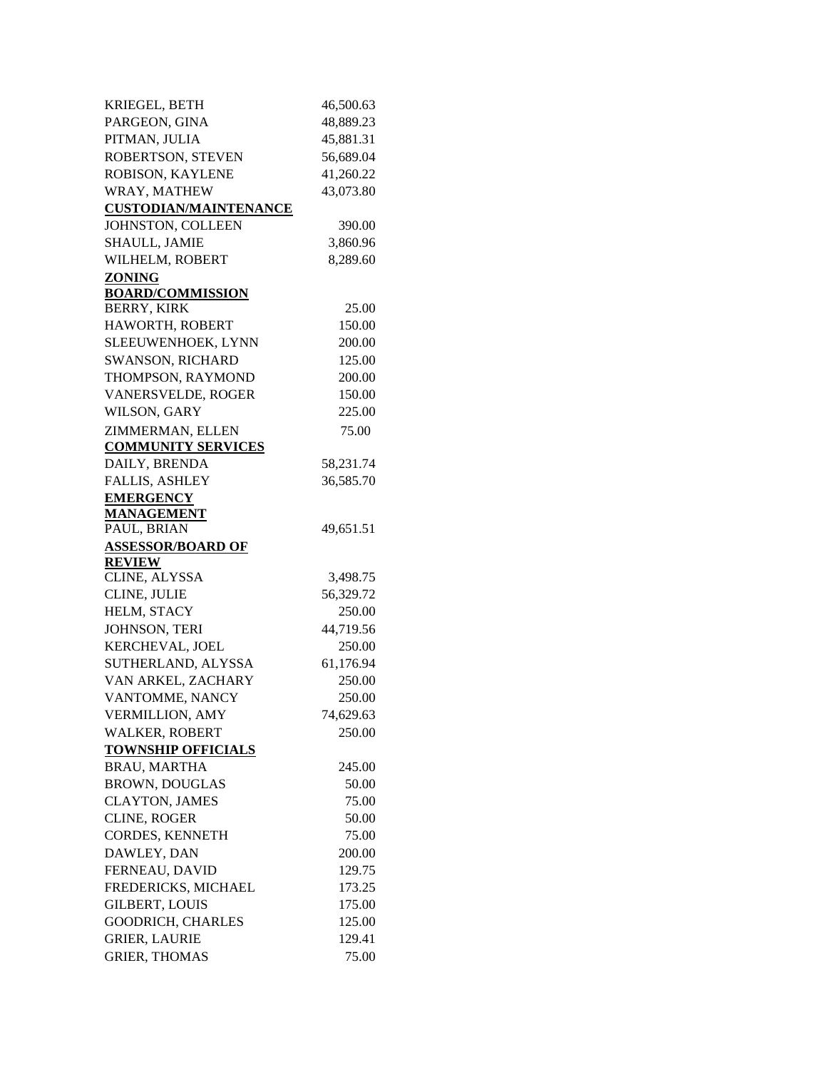| | |
|---|---|
| KRIEGEL, BETH | 46,500.63 |
| PARGEON, GINA | 48,889.23 |
| PITMAN, JULIA | 45,881.31 |
| ROBERTSON, STEVEN | 56,689.04 |
| ROBISON, KAYLENE | 41,260.22 |
| WRAY, MATHEW | 43,073.80 |
| **CUSTODIAN/MAINTENANCE** | |
| JOHNSTON, COLLEEN | 390.00 |
| SHAULL, JAMIE | 3,860.96 |
| WILHELM, ROBERT | 8,289.60 |
| **ZONING BOARD/COMMISSION** | |
| BERRY, KIRK | 25.00 |
| HAWORTH, ROBERT | 150.00 |
| SLEEUWENHOEK, LYNN | 200.00 |
| SWANSON, RICHARD | 125.00 |
| THOMPSON, RAYMOND | 200.00 |
| VANERSVELDE, ROGER | 150.00 |
| WILSON, GARY | 225.00 |
| ZIMMERMAN, ELLEN | 75.00 |
| **COMMUNITY SERVICES** | |
| DAILY, BRENDA | 58,231.74 |
| FALLIS, ASHLEY | 36,585.70 |
| **EMERGENCY MANAGEMENT** | |
| PAUL, BRIAN | 49,651.51 |
| **ASSESSOR/BOARD OF REVIEW** | |
| CLINE, ALYSSA | 3,498.75 |
| CLINE, JULIE | 56,329.72 |
| HELM, STACY | 250.00 |
| JOHNSON, TERI | 44,719.56 |
| KERCHEVAL, JOEL | 250.00 |
| SUTHERLAND, ALYSSA | 61,176.94 |
| VAN ARKEL, ZACHARY | 250.00 |
| VANTOMME, NANCY | 250.00 |
| VERMILLION, AMY | 74,629.63 |
| WALKER, ROBERT | 250.00 |
| **TOWNSHIP OFFICIALS** | |
| BRAU, MARTHA | 245.00 |
| BROWN, DOUGLAS | 50.00 |
| CLAYTON, JAMES | 75.00 |
| CLINE, ROGER | 50.00 |
| CORDES, KENNETH | 75.00 |
| DAWLEY, DAN | 200.00 |
| FERNEAU, DAVID | 129.75 |
| FREDERICKS, MICHAEL | 173.25 |
| GILBERT, LOUIS | 175.00 |
| GOODRICH, CHARLES | 125.00 |
| GRIER, LAURIE | 129.41 |
| GRIER, THOMAS | 75.00 |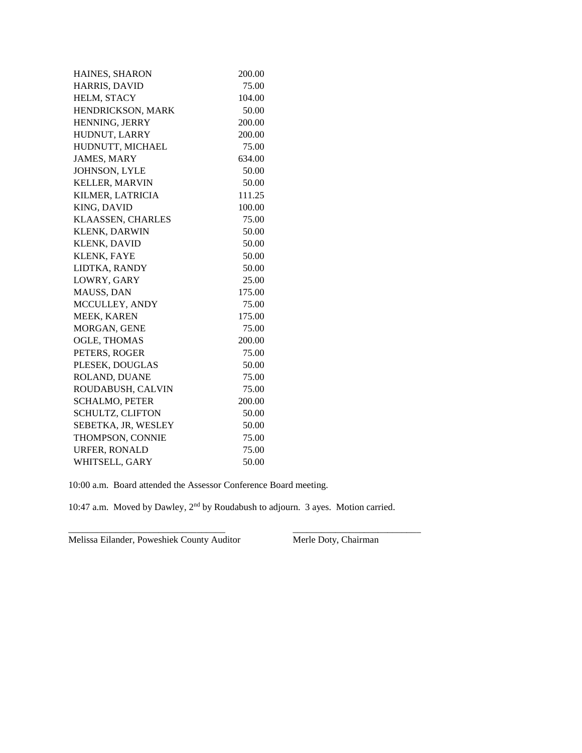| | |
|---|---|
| HAINES, SHARON | 200.00 |
| HARRIS, DAVID | 75.00 |
| HELM, STACY | 104.00 |
| HENDRICKSON, MARK | 50.00 |
| HENNING, JERRY | 200.00 |
| HUDNUT, LARRY | 200.00 |
| HUDNUTT, MICHAEL | 75.00 |
| JAMES, MARY | 634.00 |
| JOHNSON, LYLE | 50.00 |
| KELLER, MARVIN | 50.00 |
| KILMER, LATRICIA | 111.25 |
| KING, DAVID | 100.00 |
| KLAASSEN, CHARLES | 75.00 |
| KLENK, DARWIN | 50.00 |
| KLENK, DAVID | 50.00 |
| KLENK, FAYE | 50.00 |
| LIDTKA, RANDY | 50.00 |
| LOWRY, GARY | 25.00 |
| MAUSS, DAN | 175.00 |
| MCCULLEY, ANDY | 75.00 |
| MEEK, KAREN | 175.00 |
| MORGAN, GENE | 75.00 |
| OGLE, THOMAS | 200.00 |
| PETERS, ROGER | 75.00 |
| PLESEK, DOUGLAS | 50.00 |
| ROLAND, DUANE | 75.00 |
| ROUDABUSH, CALVIN | 75.00 |
| SCHALMO, PETER | 200.00 |
| SCHULTZ, CLIFTON | 50.00 |
| SEBETKA, JR, WESLEY | 50.00 |
| THOMPSON, CONNIE | 75.00 |
| URFER, RONALD | 75.00 |
| WHITSELL, GARY | 50.00 |

10:00 a.m. Board attended the Assessor Conference Board meeting.

10:47 a.m. Moved by Dawley, 2nd by Roudabush to adjourn. 3 ayes. Motion carried.

_________________________________ ___________________________

Melissa Eilander, Poweshiek County Auditor Merle Doty, Chairman